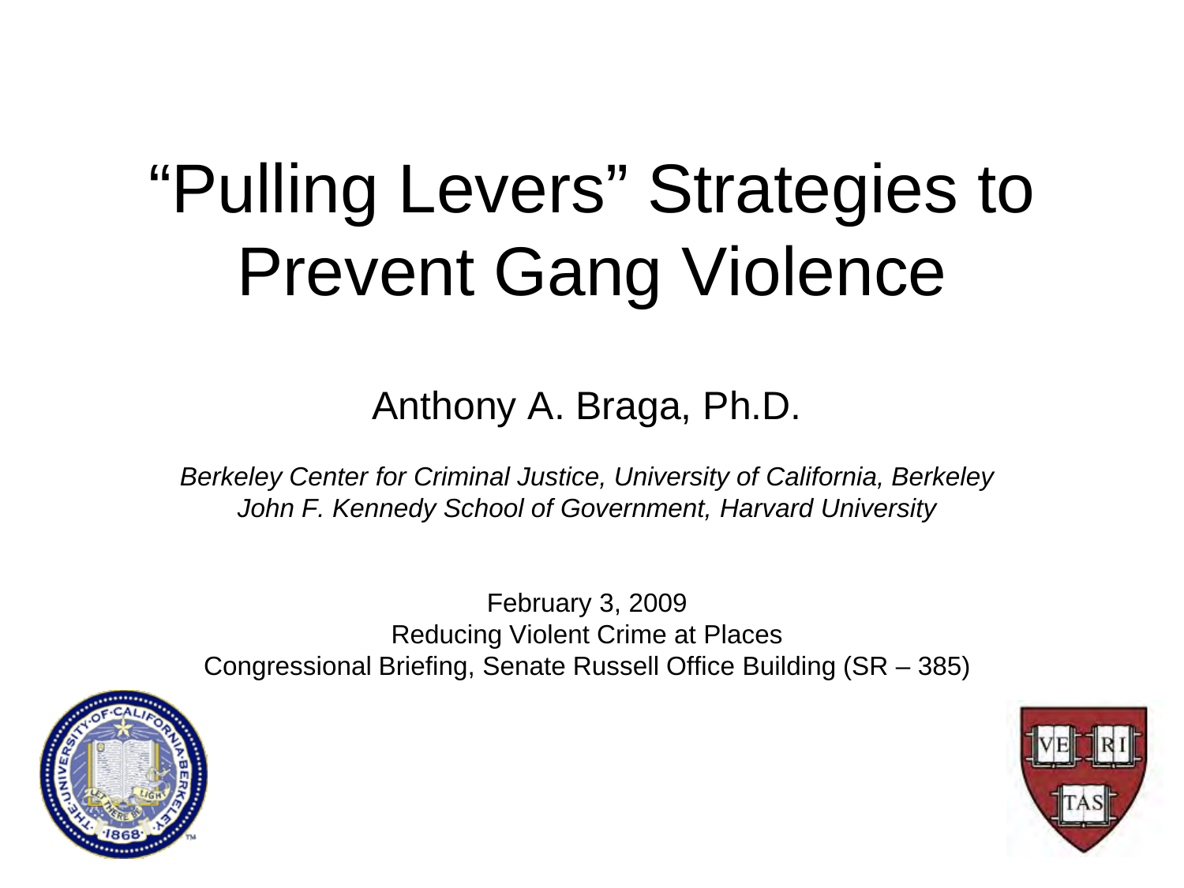# "Pulling Levers" Strategies to Prevent Gang Violence

Anthony A. Braga, Ph.D.

*Berkeley Center for Criminal Justice, University of California, Berkeley*
*John F. Kennedy School of Government, Harvard University*

February 3, 2009
Reducing Violent Crime at Places
Congressional Briefing, Senate Russell Office Building (SR – 385)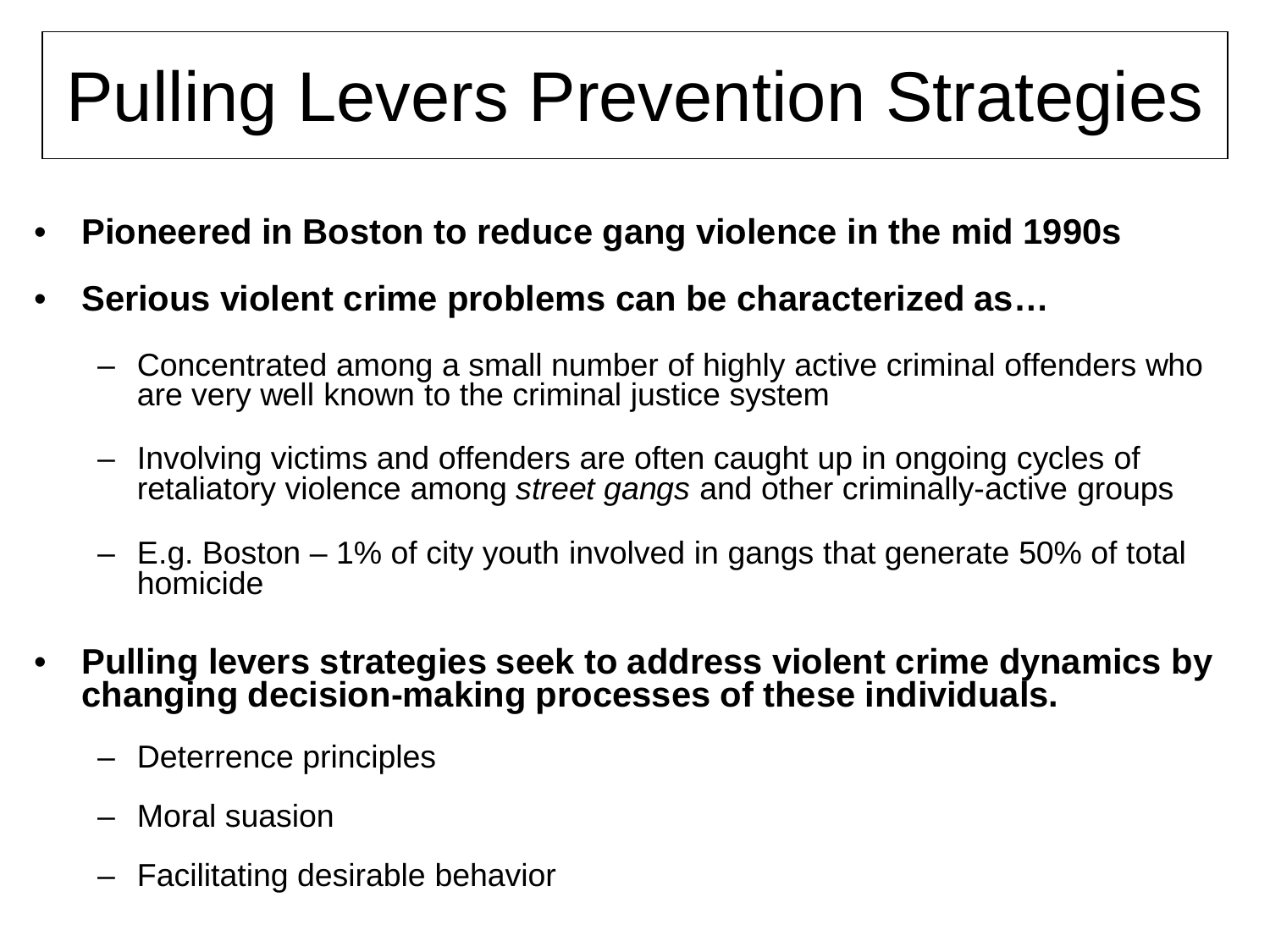# Pulling Levers Prevention Strategies

- **Pioneered in Boston to reduce gang violence in the mid 1990s**
- **Serious violent crime problems can be characterized as…**
  - Concentrated among a small number of highly active criminal offenders who are very well known to the criminal justice system
  - Involving victims and offenders are often caught up in ongoing cycles of retaliatory violence among *street gangs* and other criminally-active groups
  - E.g. Boston – 1% of city youth involved in gangs that generate 50% of total homicide
- **Pulling levers strategies seek to address violent crime dynamics by changing decision-making processes of these individuals.**
  - Deterrence principles
  - Moral suasion
  - Facilitating desirable behavior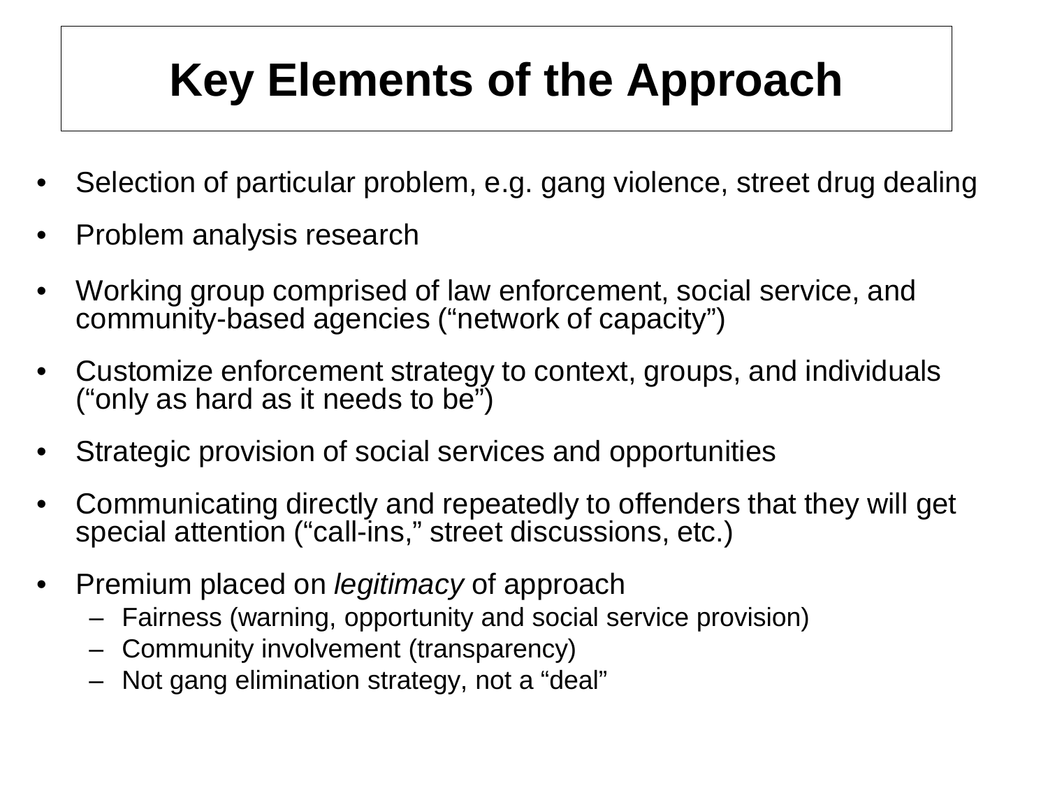# Key Elements of the Approach

- Selection of particular problem, e.g. gang violence, street drug dealing
- Problem analysis research
- Working group comprised of law enforcement, social service, and community-based agencies (“network of capacity”)
- Customize enforcement strategy to context, groups, and individuals (“only as hard as it needs to be”)
- Strategic provision of social services and opportunities
- Communicating directly and repeatedly to offenders that they will get special attention (“call-ins,” street discussions, etc.)
- Premium placed on *legitimacy* of approach
  - Fairness (warning, opportunity and social service provision)
  - Community involvement (transparency)
  - Not gang elimination strategy, not a “deal”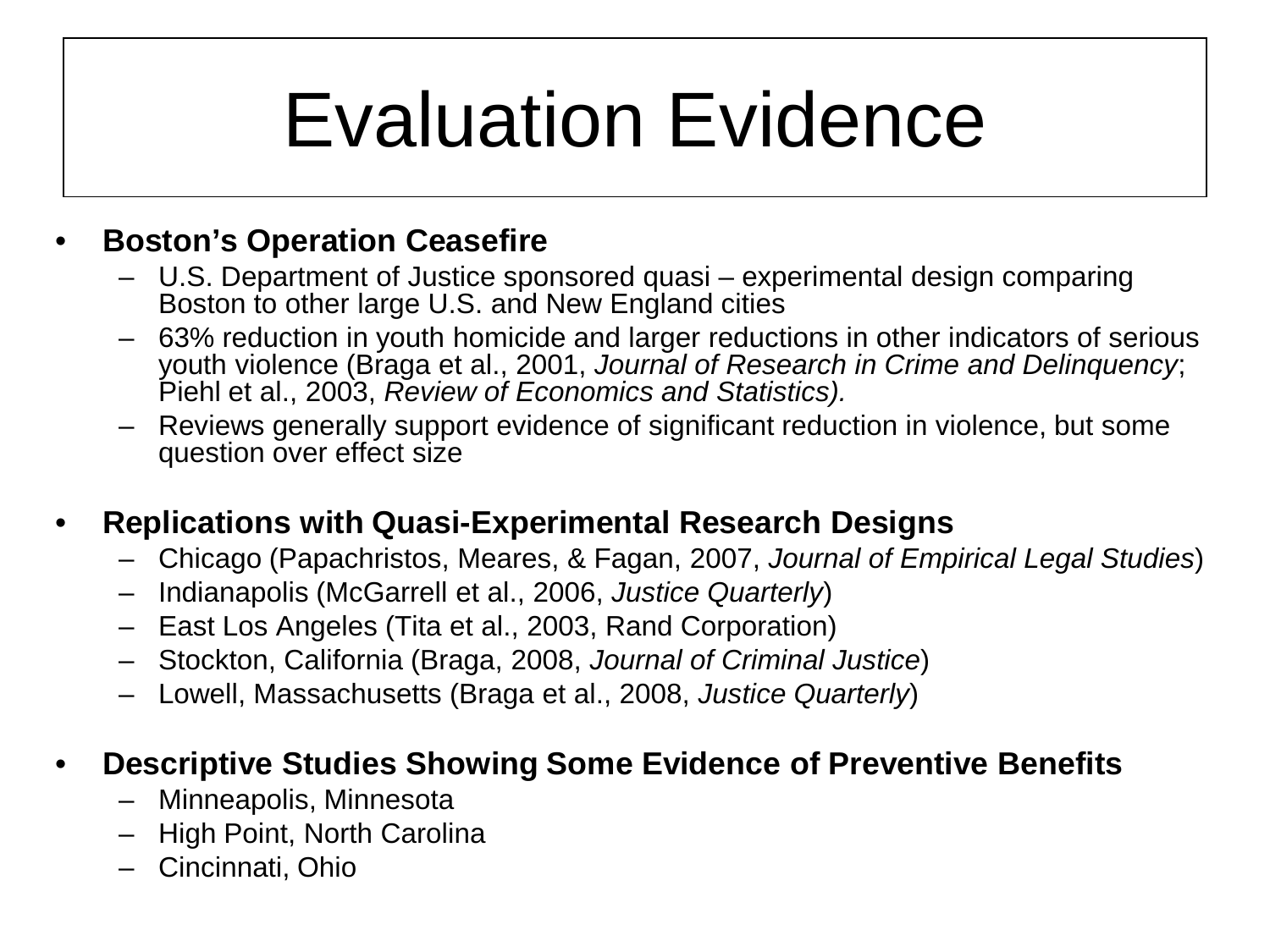# Evaluation Evidence

- **Boston's Operation Ceasefire**
  - U.S. Department of Justice sponsored quasi – experimental design comparing Boston to other large U.S. and New England cities
  - 63% reduction in youth homicide and larger reductions in other indicators of serious youth violence (Braga et al., 2001, *Journal of Research in Crime and Delinquency*; Piehl et al., 2003, *Review of Economics and Statistics).*
  - Reviews generally support evidence of significant reduction in violence, but some question over effect size

- **Replications with Quasi-Experimental Research Designs**
  - Chicago (Papachristos, Meares, & Fagan, 2007, *Journal of Empirical Legal Studies*)
  - Indianapolis (McGarrell et al., 2006, *Justice Quarterly*)
  - East Los Angeles (Tita et al., 2003, Rand Corporation)
  - Stockton, California (Braga, 2008, *Journal of Criminal Justice*)
  - Lowell, Massachusetts (Braga et al., 2008, *Justice Quarterly*)

- **Descriptive Studies Showing Some Evidence of Preventive Benefits**
  - Minneapolis, Minnesota
  - High Point, North Carolina
  - Cincinnati, Ohio